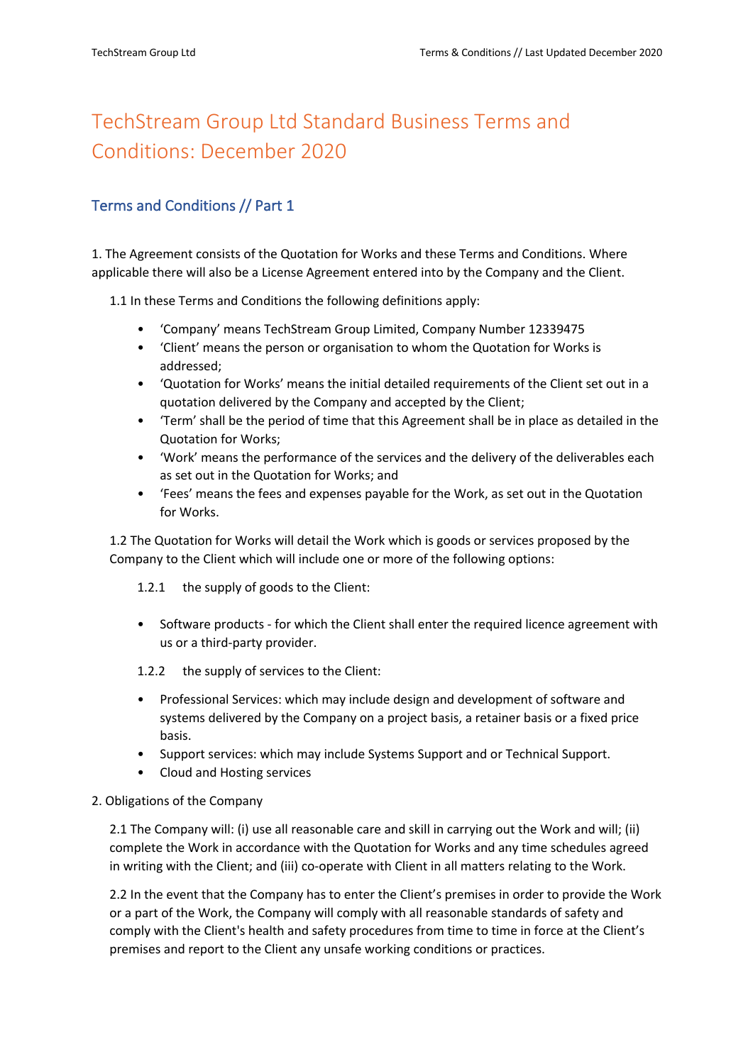# TechStream Group Ltd Standard Business Terms and Conditions: December 2020

## Terms and Conditions // Part 1

1. The Agreement consists of the Quotation for Works and these Terms and Conditions. Where applicable there will also be a License Agreement entered into by the Company and the Client.

1.1 In these Terms and Conditions the following definitions apply:

- 'Company' means TechStream Group Limited, Company Number 12339475
- 'Client' means the person or organisation to whom the Quotation for Works is addressed;
- 'Quotation for Works' means the initial detailed requirements of the Client set out in a quotation delivered by the Company and accepted by the Client;
- 'Term' shall be the period of time that this Agreement shall be in place as detailed in the Quotation for Works;
- 'Work' means the performance of the services and the delivery of the deliverables each as set out in the Quotation for Works; and
- 'Fees' means the fees and expenses payable for the Work, as set out in the Quotation for Works.

1.2 The Quotation for Works will detail the Work which is goods or services proposed by the Company to the Client which will include one or more of the following options:

1.2.1 the supply of goods to the Client:

- Software products - for which the Client shall enter the required licence agreement with us or a third-party provider.

1.2.2 the supply of services to the Client:

- Professional Services: which may include design and development of software and systems delivered by the Company on a project basis, a retainer basis or a fixed price basis.
- Support services: which may include Systems Support and or Technical Support.
- Cloud and Hosting services

2. Obligations of the Company

2.1 The Company will: (i) use all reasonable care and skill in carrying out the Work and will; (ii) complete the Work in accordance with the Quotation for Works and any time schedules agreed in writing with the Client; and (iii) co-operate with Client in all matters relating to the Work.

2.2 In the event that the Company has to enter the Client's premises in order to provide the Work or a part of the Work, the Company will comply with all reasonable standards of safety and comply with the Client's health and safety procedures from time to time in force at the Client's premises and report to the Client any unsafe working conditions or practices.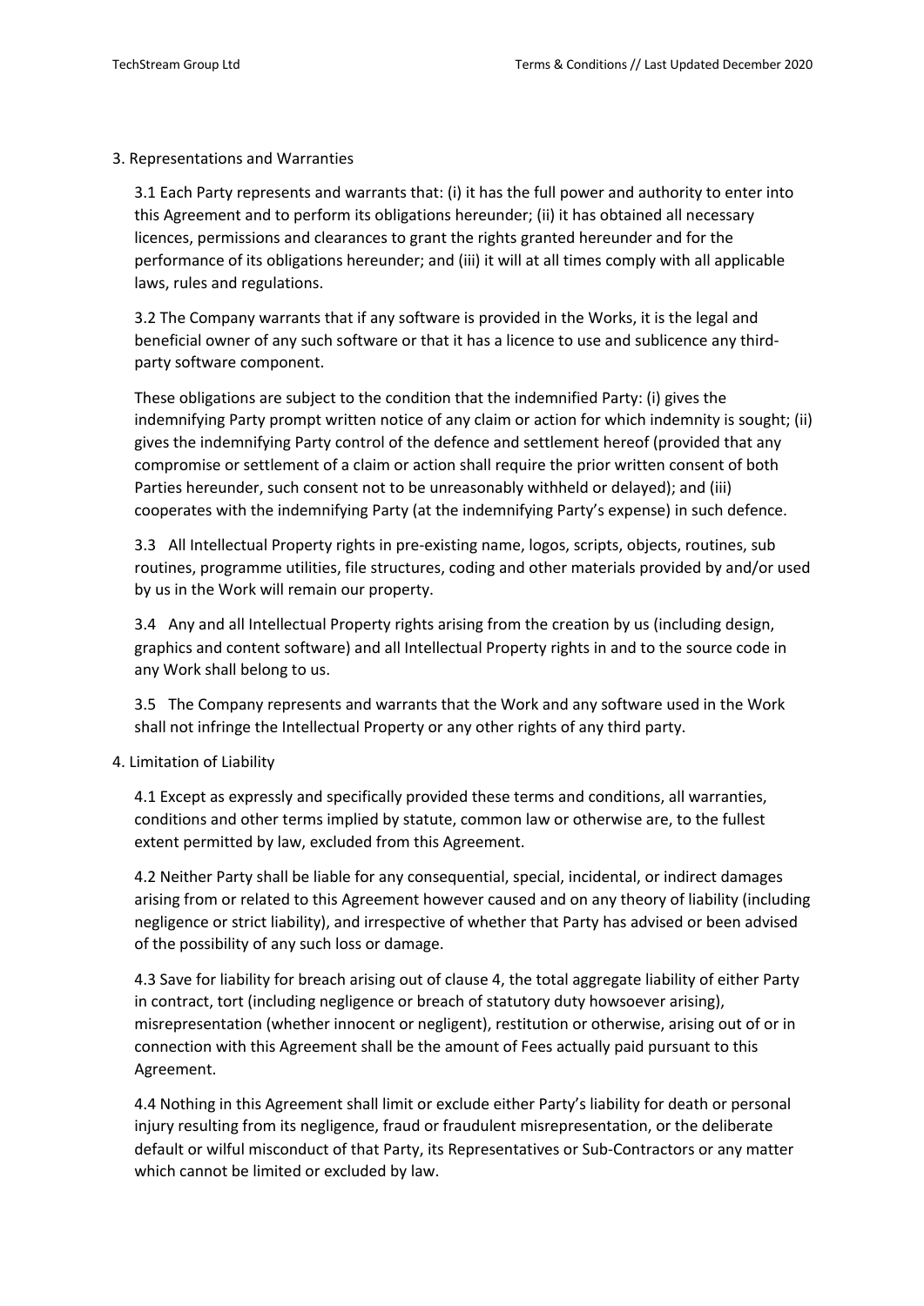## 3. Representations and Warranties

3.1 Each Party represents and warrants that: (i) it has the full power and authority to enter into this Agreement and to perform its obligations hereunder; (ii) it has obtained all necessary licences, permissions and clearances to grant the rights granted hereunder and for the performance of its obligations hereunder; and (iii) it will at all times comply with all applicable laws, rules and regulations.

3.2 The Company warrants that if any software is provided in the Works, it is the legal and beneficial owner of any such software or that it has a licence to use and sublicence any third-party software component.

These obligations are subject to the condition that the indemnified Party: (i) gives the indemnifying Party prompt written notice of any claim or action for which indemnity is sought; (ii) gives the indemnifying Party control of the defence and settlement hereof (provided that any compromise or settlement of a claim or action shall require the prior written consent of both Parties hereunder, such consent not to be unreasonably withheld or delayed); and (iii) cooperates with the indemnifying Party (at the indemnifying Party's expense) in such defence.

3.3 All Intellectual Property rights in pre-existing name, logos, scripts, objects, routines, sub routines, programme utilities, file structures, coding and other materials provided by and/or used by us in the Work will remain our property.

3.4 Any and all Intellectual Property rights arising from the creation by us (including design, graphics and content software) and all Intellectual Property rights in and to the source code in any Work shall belong to us.

3.5 The Company represents and warrants that the Work and any software used in the Work shall not infringe the Intellectual Property or any other rights of any third party.

## 4. Limitation of Liability

4.1 Except as expressly and specifically provided these terms and conditions, all warranties, conditions and other terms implied by statute, common law or otherwise are, to the fullest extent permitted by law, excluded from this Agreement.

4.2 Neither Party shall be liable for any consequential, special, incidental, or indirect damages arising from or related to this Agreement however caused and on any theory of liability (including negligence or strict liability), and irrespective of whether that Party has advised or been advised of the possibility of any such loss or damage.

4.3 Save for liability for breach arising out of clause 4, the total aggregate liability of either Party in contract, tort (including negligence or breach of statutory duty howsoever arising), misrepresentation (whether innocent or negligent), restitution or otherwise, arising out of or in connection with this Agreement shall be the amount of Fees actually paid pursuant to this Agreement.

4.4 Nothing in this Agreement shall limit or exclude either Party's liability for death or personal injury resulting from its negligence, fraud or fraudulent misrepresentation, or the deliberate default or wilful misconduct of that Party, its Representatives or Sub-Contractors or any matter which cannot be limited or excluded by law.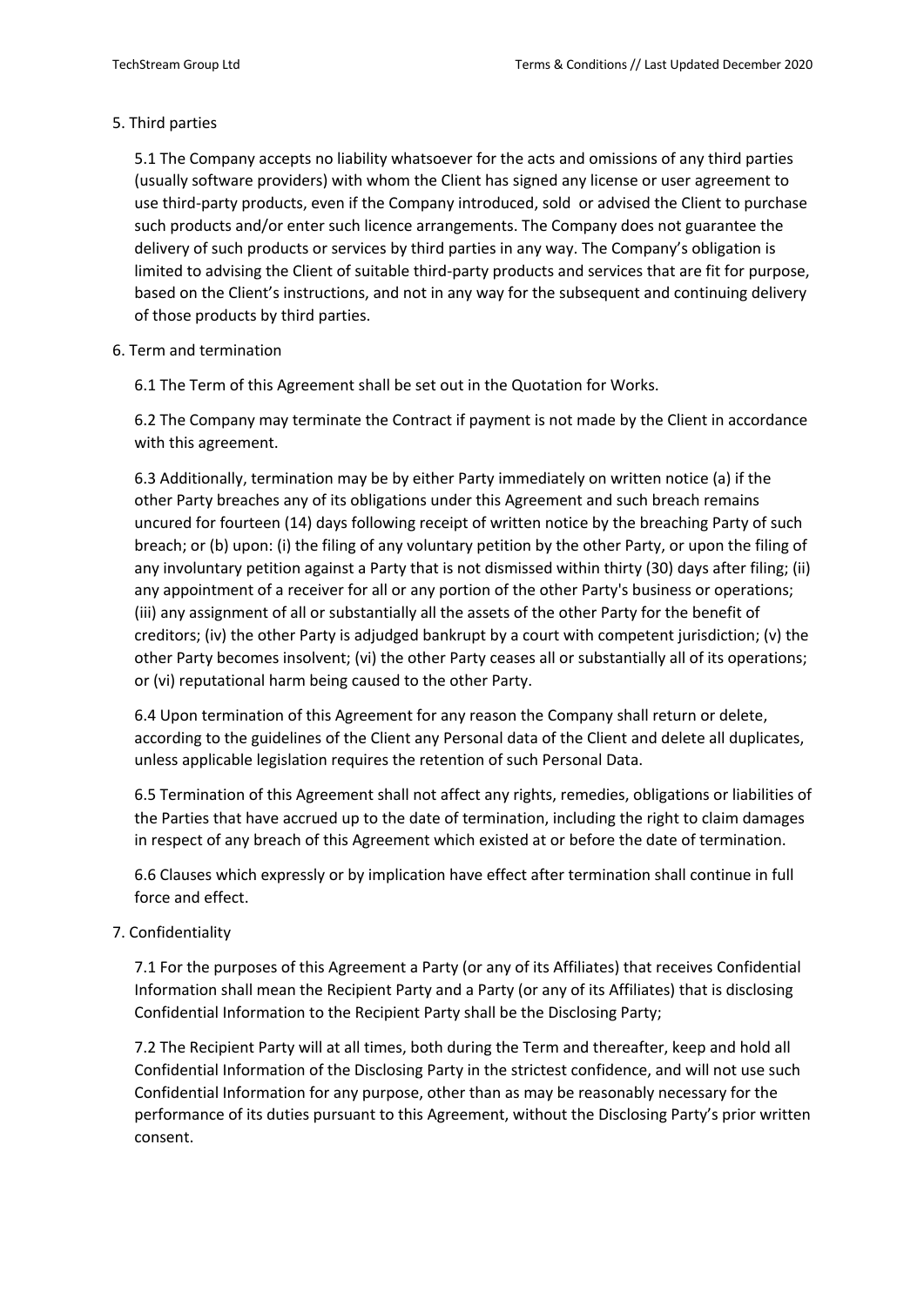## 5. Third parties

5.1 The Company accepts no liability whatsoever for the acts and omissions of any third parties (usually software providers) with whom the Client has signed any license or user agreement to use third-party products, even if the Company introduced, sold or advised the Client to purchase such products and/or enter such licence arrangements. The Company does not guarantee the delivery of such products or services by third parties in any way. The Company's obligation is limited to advising the Client of suitable third-party products and services that are fit for purpose, based on the Client's instructions, and not in any way for the subsequent and continuing delivery of those products by third parties.

## 6. Term and termination

6.1 The Term of this Agreement shall be set out in the Quotation for Works.

6.2 The Company may terminate the Contract if payment is not made by the Client in accordance with this agreement.

6.3 Additionally, termination may be by either Party immediately on written notice (a) if the other Party breaches any of its obligations under this Agreement and such breach remains uncured for fourteen (14) days following receipt of written notice by the breaching Party of such breach; or (b) upon: (i) the filing of any voluntary petition by the other Party, or upon the filing of any involuntary petition against a Party that is not dismissed within thirty (30) days after filing; (ii) any appointment of a receiver for all or any portion of the other Party's business or operations; (iii) any assignment of all or substantially all the assets of the other Party for the benefit of creditors; (iv) the other Party is adjudged bankrupt by a court with competent jurisdiction; (v) the other Party becomes insolvent; (vi) the other Party ceases all or substantially all of its operations; or (vi) reputational harm being caused to the other Party.

6.4 Upon termination of this Agreement for any reason the Company shall return or delete, according to the guidelines of the Client any Personal data of the Client and delete all duplicates, unless applicable legislation requires the retention of such Personal Data.

6.5 Termination of this Agreement shall not affect any rights, remedies, obligations or liabilities of the Parties that have accrued up to the date of termination, including the right to claim damages in respect of any breach of this Agreement which existed at or before the date of termination.

6.6 Clauses which expressly or by implication have effect after termination shall continue in full force and effect.

## 7. Confidentiality

7.1 For the purposes of this Agreement a Party (or any of its Affiliates) that receives Confidential Information shall mean the Recipient Party and a Party (or any of its Affiliates) that is disclosing Confidential Information to the Recipient Party shall be the Disclosing Party;

7.2 The Recipient Party will at all times, both during the Term and thereafter, keep and hold all Confidential Information of the Disclosing Party in the strictest confidence, and will not use such Confidential Information for any purpose, other than as may be reasonably necessary for the performance of its duties pursuant to this Agreement, without the Disclosing Party's prior written consent.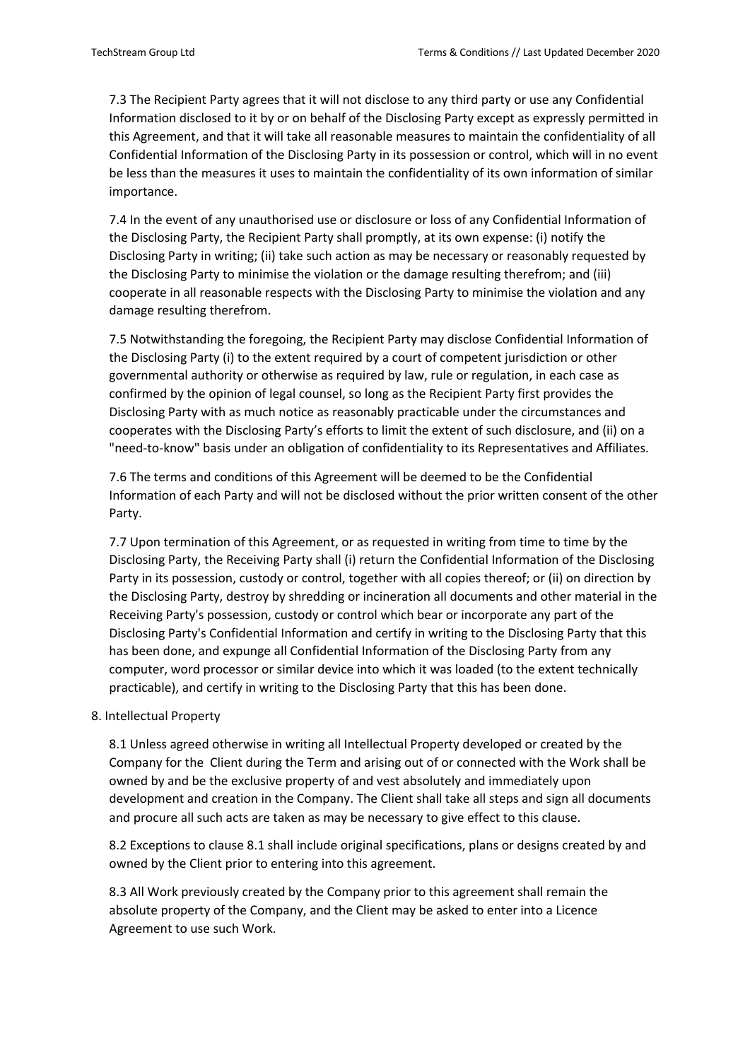7.3 The Recipient Party agrees that it will not disclose to any third party or use any Confidential Information disclosed to it by or on behalf of the Disclosing Party except as expressly permitted in this Agreement, and that it will take all reasonable measures to maintain the confidentiality of all Confidential Information of the Disclosing Party in its possession or control, which will in no event be less than the measures it uses to maintain the confidentiality of its own information of similar importance.

7.4 In the event of any unauthorised use or disclosure or loss of any Confidential Information of the Disclosing Party, the Recipient Party shall promptly, at its own expense: (i) notify the Disclosing Party in writing; (ii) take such action as may be necessary or reasonably requested by the Disclosing Party to minimise the violation or the damage resulting therefrom; and (iii) cooperate in all reasonable respects with the Disclosing Party to minimise the violation and any damage resulting therefrom.

7.5 Notwithstanding the foregoing, the Recipient Party may disclose Confidential Information of the Disclosing Party (i) to the extent required by a court of competent jurisdiction or other governmental authority or otherwise as required by law, rule or regulation, in each case as confirmed by the opinion of legal counsel, so long as the Recipient Party first provides the Disclosing Party with as much notice as reasonably practicable under the circumstances and cooperates with the Disclosing Party's efforts to limit the extent of such disclosure, and (ii) on a "need-to-know" basis under an obligation of confidentiality to its Representatives and Affiliates.

7.6 The terms and conditions of this Agreement will be deemed to be the Confidential Information of each Party and will not be disclosed without the prior written consent of the other Party.

7.7 Upon termination of this Agreement, or as requested in writing from time to time by the Disclosing Party, the Receiving Party shall (i) return the Confidential Information of the Disclosing Party in its possession, custody or control, together with all copies thereof; or (ii) on direction by the Disclosing Party, destroy by shredding or incineration all documents and other material in the Receiving Party's possession, custody or control which bear or incorporate any part of the Disclosing Party's Confidential Information and certify in writing to the Disclosing Party that this has been done, and expunge all Confidential Information of the Disclosing Party from any computer, word processor or similar device into which it was loaded (to the extent technically practicable), and certify in writing to the Disclosing Party that this has been done.

8. Intellectual Property

8.1 Unless agreed otherwise in writing all Intellectual Property developed or created by the Company for the Client during the Term and arising out of or connected with the Work shall be owned by and be the exclusive property of and vest absolutely and immediately upon development and creation in the Company. The Client shall take all steps and sign all documents and procure all such acts are taken as may be necessary to give effect to this clause.

8.2 Exceptions to clause 8.1 shall include original specifications, plans or designs created by and owned by the Client prior to entering into this agreement.

8.3 All Work previously created by the Company prior to this agreement shall remain the absolute property of the Company, and the Client may be asked to enter into a Licence Agreement to use such Work.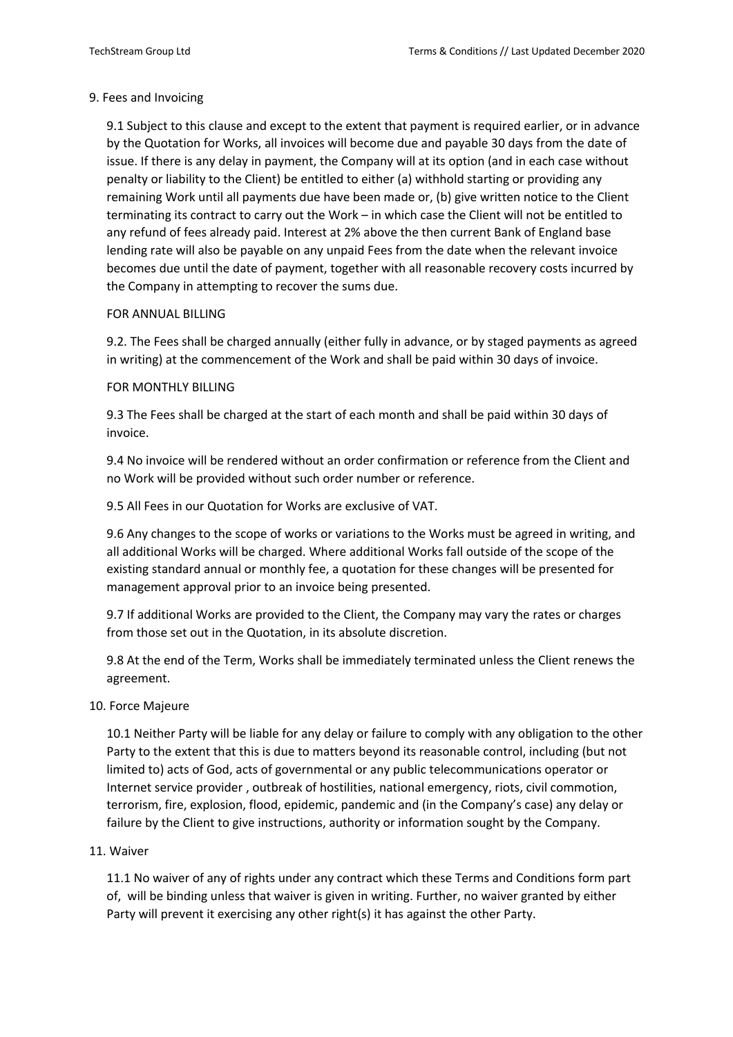## 9. Fees and Invoicing

9.1 Subject to this clause and except to the extent that payment is required earlier, or in advance by the Quotation for Works, all invoices will become due and payable 30 days from the date of issue. If there is any delay in payment, the Company will at its option (and in each case without penalty or liability to the Client) be entitled to either (a) withhold starting or providing any remaining Work until all payments due have been made or, (b) give written notice to the Client terminating its contract to carry out the Work – in which case the Client will not be entitled to any refund of fees already paid. Interest at 2% above the then current Bank of England base lending rate will also be payable on any unpaid Fees from the date when the relevant invoice becomes due until the date of payment, together with all reasonable recovery costs incurred by the Company in attempting to recover the sums due.

FOR ANNUAL BILLING

9.2. The Fees shall be charged annually (either fully in advance, or by staged payments as agreed in writing) at the commencement of the Work and shall be paid within 30 days of invoice.

FOR MONTHLY BILLING

9.3 The Fees shall be charged at the start of each month and shall be paid within 30 days of invoice.

9.4 No invoice will be rendered without an order confirmation or reference from the Client and no Work will be provided without such order number or reference.

9.5 All Fees in our Quotation for Works are exclusive of VAT.

9.6 Any changes to the scope of works or variations to the Works must be agreed in writing, and all additional Works will be charged. Where additional Works fall outside of the scope of the existing standard annual or monthly fee, a quotation for these changes will be presented for management approval prior to an invoice being presented.

9.7 If additional Works are provided to the Client, the Company may vary the rates or charges from those set out in the Quotation, in its absolute discretion.

9.8 At the end of the Term, Works shall be immediately terminated unless the Client renews the agreement.

## 10. Force Majeure

10.1 Neither Party will be liable for any delay or failure to comply with any obligation to the other Party to the extent that this is due to matters beyond its reasonable control, including (but not limited to) acts of God, acts of governmental or any public telecommunications operator or Internet service provider , outbreak of hostilities, national emergency, riots, civil commotion, terrorism, fire, explosion, flood, epidemic, pandemic and (in the Company's case) any delay or failure by the Client to give instructions, authority or information sought by the Company.

## 11. Waiver

11.1 No waiver of any of rights under any contract which these Terms and Conditions form part of, will be binding unless that waiver is given in writing. Further, no waiver granted by either Party will prevent it exercising any other right(s) it has against the other Party.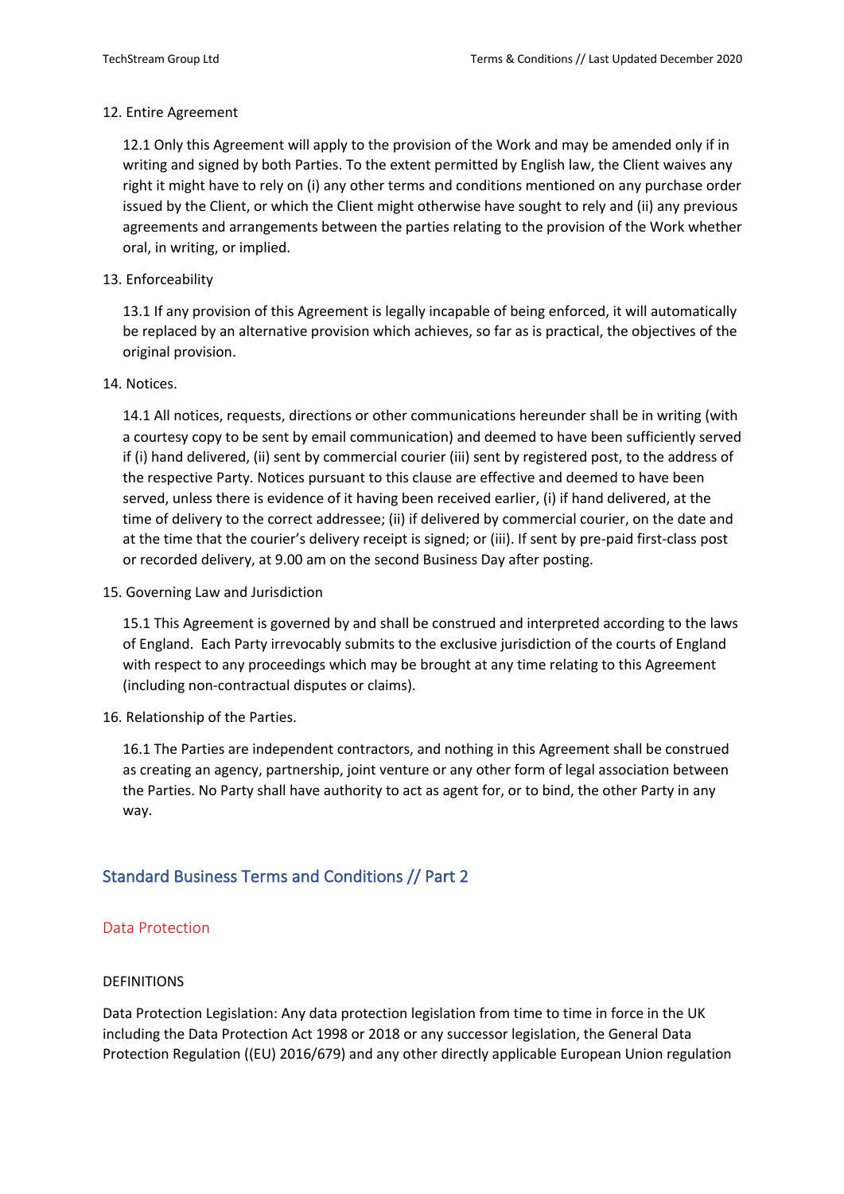12. Entire Agreement

12.1 Only this Agreement will apply to the provision of the Work and may be amended only if in writing and signed by both Parties. To the extent permitted by English law, the Client waives any right it might have to rely on (i) any other terms and conditions mentioned on any purchase order issued by the Client, or which the Client might otherwise have sought to rely and (ii) any previous agreements and arrangements between the parties relating to the provision of the Work whether oral, in writing, or implied.

13. Enforceability

13.1 If any provision of this Agreement is legally incapable of being enforced, it will automatically be replaced by an alternative provision which achieves, so far as is practical, the objectives of the original provision.

14. Notices.

14.1 All notices, requests, directions or other communications hereunder shall be in writing (with a courtesy copy to be sent by email communication) and deemed to have been sufficiently served if (i) hand delivered, (ii) sent by commercial courier (iii) sent by registered post, to the address of the respective Party. Notices pursuant to this clause are effective and deemed to have been served, unless there is evidence of it having been received earlier, (i) if hand delivered, at the time of delivery to the correct addressee; (ii) if delivered by commercial courier, on the date and at the time that the courier's delivery receipt is signed; or (iii). If sent by pre-paid first-class post or recorded delivery, at 9.00 am on the second Business Day after posting.

15. Governing Law and Jurisdiction

15.1 This Agreement is governed by and shall be construed and interpreted according to the laws of England. Each Party irrevocably submits to the exclusive jurisdiction of the courts of England with respect to any proceedings which may be brought at any time relating to this Agreement (including non-contractual disputes or claims).

16. Relationship of the Parties.

16.1 The Parties are independent contractors, and nothing in this Agreement shall be construed as creating an agency, partnership, joint venture or any other form of legal association between the Parties. No Party shall have authority to act as agent for, or to bind, the other Party in any way.

## Standard Business Terms and Conditions // Part 2

### Data Protection

DEFINITIONS

Data Protection Legislation: Any data protection legislation from time to time in force in the UK including the Data Protection Act 1998 or 2018 or any successor legislation, the General Data Protection Regulation ((EU) 2016/679) and any other directly applicable European Union regulation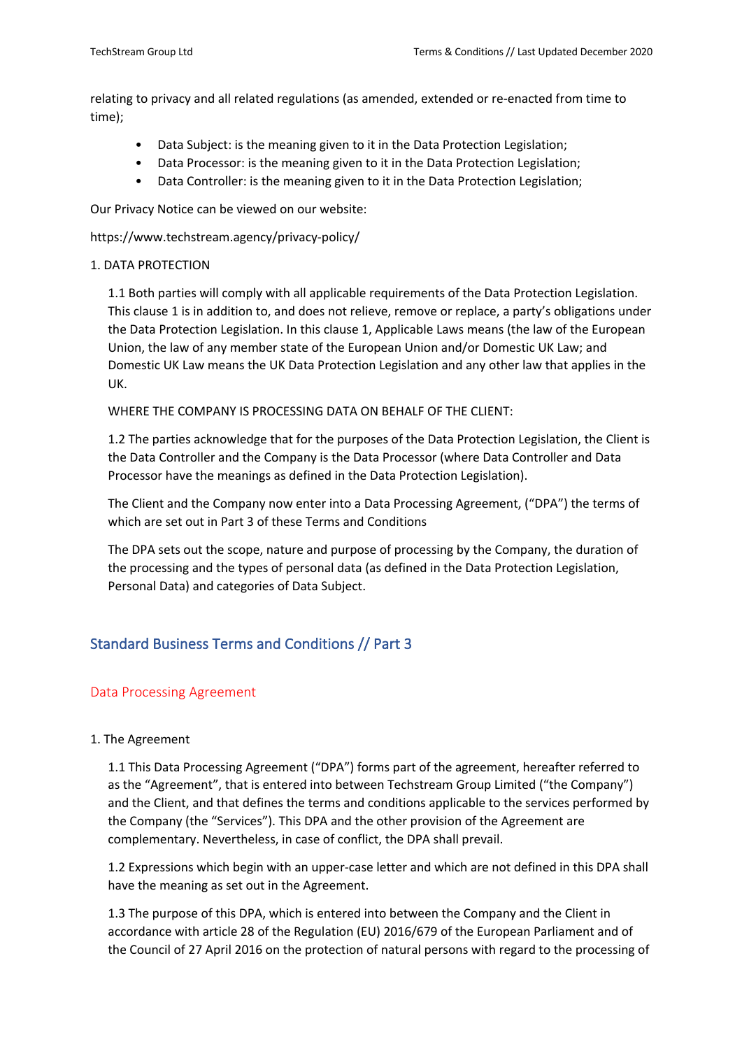relating to privacy and all related regulations (as amended, extended or re-enacted from time to time);

- Data Subject: is the meaning given to it in the Data Protection Legislation;
- Data Processor: is the meaning given to it in the Data Protection Legislation;
- Data Controller: is the meaning given to it in the Data Protection Legislation;

Our Privacy Notice can be viewed on our website:

https://www.techstream.agency/privacy-policy/

1. DATA PROTECTION

1.1 Both parties will comply with all applicable requirements of the Data Protection Legislation. This clause 1 is in addition to, and does not relieve, remove or replace, a party's obligations under the Data Protection Legislation. In this clause 1, Applicable Laws means (the law of the European Union, the law of any member state of the European Union and/or Domestic UK Law; and Domestic UK Law means the UK Data Protection Legislation and any other law that applies in the UK.

WHERE THE COMPANY IS PROCESSING DATA ON BEHALF OF THE CLIENT:

1.2 The parties acknowledge that for the purposes of the Data Protection Legislation, the Client is the Data Controller and the Company is the Data Processor (where Data Controller and Data Processor have the meanings as defined in the Data Protection Legislation).

The Client and the Company now enter into a Data Processing Agreement, ("DPA") the terms of which are set out in Part 3 of these Terms and Conditions

The DPA sets out the scope, nature and purpose of processing by the Company, the duration of the processing and the types of personal data (as defined in the Data Protection Legislation, Personal Data) and categories of Data Subject.

## Standard Business Terms and Conditions // Part 3

### Data Processing Agreement

1. The Agreement

1.1 This Data Processing Agreement ("DPA") forms part of the agreement, hereafter referred to as the "Agreement", that is entered into between Techstream Group Limited ("the Company") and the Client, and that defines the terms and conditions applicable to the services performed by the Company (the "Services"). This DPA and the other provision of the Agreement are complementary. Nevertheless, in case of conflict, the DPA shall prevail.

1.2 Expressions which begin with an upper-case letter and which are not defined in this DPA shall have the meaning as set out in the Agreement.

1.3 The purpose of this DPA, which is entered into between the Company and the Client in accordance with article 28 of the Regulation (EU) 2016/679 of the European Parliament and of the Council of 27 April 2016 on the protection of natural persons with regard to the processing of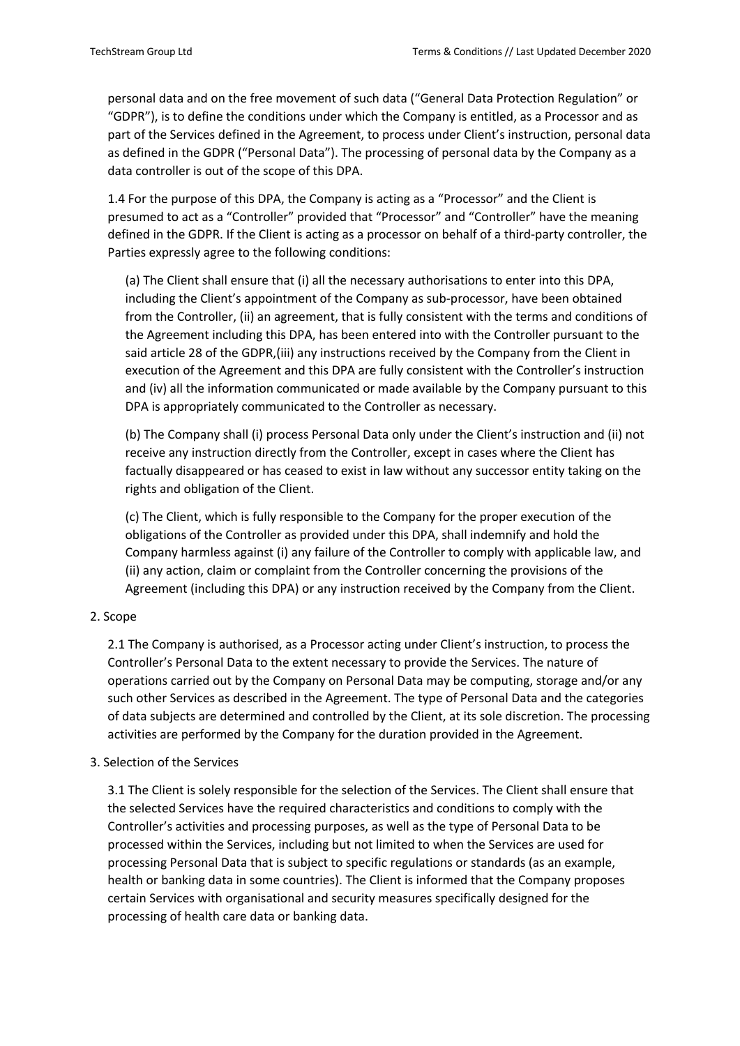personal data and on the free movement of such data ("General Data Protection Regulation" or "GDPR"), is to define the conditions under which the Company is entitled, as a Processor and as part of the Services defined in the Agreement, to process under Client's instruction, personal data as defined in the GDPR ("Personal Data"). The processing of personal data by the Company as a data controller is out of the scope of this DPA.

1.4 For the purpose of this DPA, the Company is acting as a "Processor" and the Client is presumed to act as a "Controller" provided that "Processor" and "Controller" have the meaning defined in the GDPR. If the Client is acting as a processor on behalf of a third-party controller, the Parties expressly agree to the following conditions:

(a) The Client shall ensure that (i) all the necessary authorisations to enter into this DPA, including the Client's appointment of the Company as sub-processor, have been obtained from the Controller, (ii) an agreement, that is fully consistent with the terms and conditions of the Agreement including this DPA, has been entered into with the Controller pursuant to the said article 28 of the GDPR,(iii) any instructions received by the Company from the Client in execution of the Agreement and this DPA are fully consistent with the Controller's instruction and (iv) all the information communicated or made available by the Company pursuant to this DPA is appropriately communicated to the Controller as necessary.

(b) The Company shall (i) process Personal Data only under the Client's instruction and (ii) not receive any instruction directly from the Controller, except in cases where the Client has factually disappeared or has ceased to exist in law without any successor entity taking on the rights and obligation of the Client.

(c) The Client, which is fully responsible to the Company for the proper execution of the obligations of the Controller as provided under this DPA, shall indemnify and hold the Company harmless against (i) any failure of the Controller to comply with applicable law, and (ii) any action, claim or complaint from the Controller concerning the provisions of the Agreement (including this DPA) or any instruction received by the Company from the Client.

2. Scope

2.1 The Company is authorised, as a Processor acting under Client's instruction, to process the Controller's Personal Data to the extent necessary to provide the Services. The nature of operations carried out by the Company on Personal Data may be computing, storage and/or any such other Services as described in the Agreement. The type of Personal Data and the categories of data subjects are determined and controlled by the Client, at its sole discretion. The processing activities are performed by the Company for the duration provided in the Agreement.

3. Selection of the Services

3.1 The Client is solely responsible for the selection of the Services. The Client shall ensure that the selected Services have the required characteristics and conditions to comply with the Controller's activities and processing purposes, as well as the type of Personal Data to be processed within the Services, including but not limited to when the Services are used for processing Personal Data that is subject to specific regulations or standards (as an example, health or banking data in some countries). The Client is informed that the Company proposes certain Services with organisational and security measures specifically designed for the processing of health care data or banking data.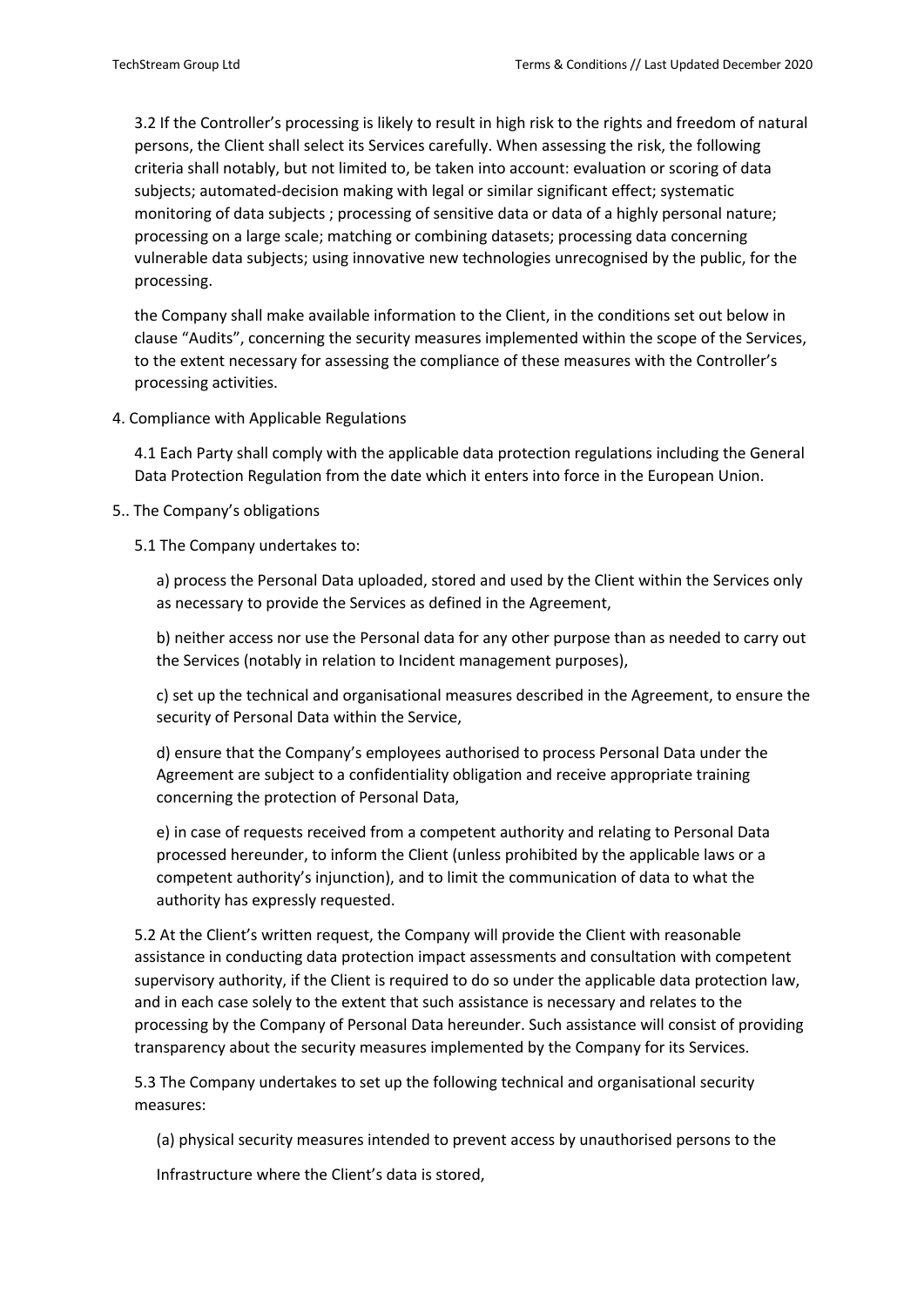3.2 If the Controller's processing is likely to result in high risk to the rights and freedom of natural persons, the Client shall select its Services carefully. When assessing the risk, the following criteria shall notably, but not limited to, be taken into account: evaluation or scoring of data subjects; automated-decision making with legal or similar significant effect; systematic monitoring of data subjects ; processing of sensitive data or data of a highly personal nature; processing on a large scale; matching or combining datasets; processing data concerning vulnerable data subjects; using innovative new technologies unrecognised by the public, for the processing.

the Company shall make available information to the Client, in the conditions set out below in clause "Audits", concerning the security measures implemented within the scope of the Services, to the extent necessary for assessing the compliance of these measures with the Controller's processing activities.

4. Compliance with Applicable Regulations

4.1 Each Party shall comply with the applicable data protection regulations including the General Data Protection Regulation from the date which it enters into force in the European Union.

5.. The Company's obligations

5.1 The Company undertakes to:

a) process the Personal Data uploaded, stored and used by the Client within the Services only as necessary to provide the Services as defined in the Agreement,

b) neither access nor use the Personal data for any other purpose than as needed to carry out the Services (notably in relation to Incident management purposes),

c) set up the technical and organisational measures described in the Agreement, to ensure the security of Personal Data within the Service,

d) ensure that the Company's employees authorised to process Personal Data under the Agreement are subject to a confidentiality obligation and receive appropriate training concerning the protection of Personal Data,

e) in case of requests received from a competent authority and relating to Personal Data processed hereunder, to inform the Client (unless prohibited by the applicable laws or a competent authority's injunction), and to limit the communication of data to what the authority has expressly requested.

5.2 At the Client's written request, the Company will provide the Client with reasonable assistance in conducting data protection impact assessments and consultation with competent supervisory authority, if the Client is required to do so under the applicable data protection law, and in each case solely to the extent that such assistance is necessary and relates to the processing by the Company of Personal Data hereunder. Such assistance will consist of providing transparency about the security measures implemented by the Company for its Services.

5.3 The Company undertakes to set up the following technical and organisational security measures:

(a) physical security measures intended to prevent access by unauthorised persons to the

Infrastructure where the Client's data is stored,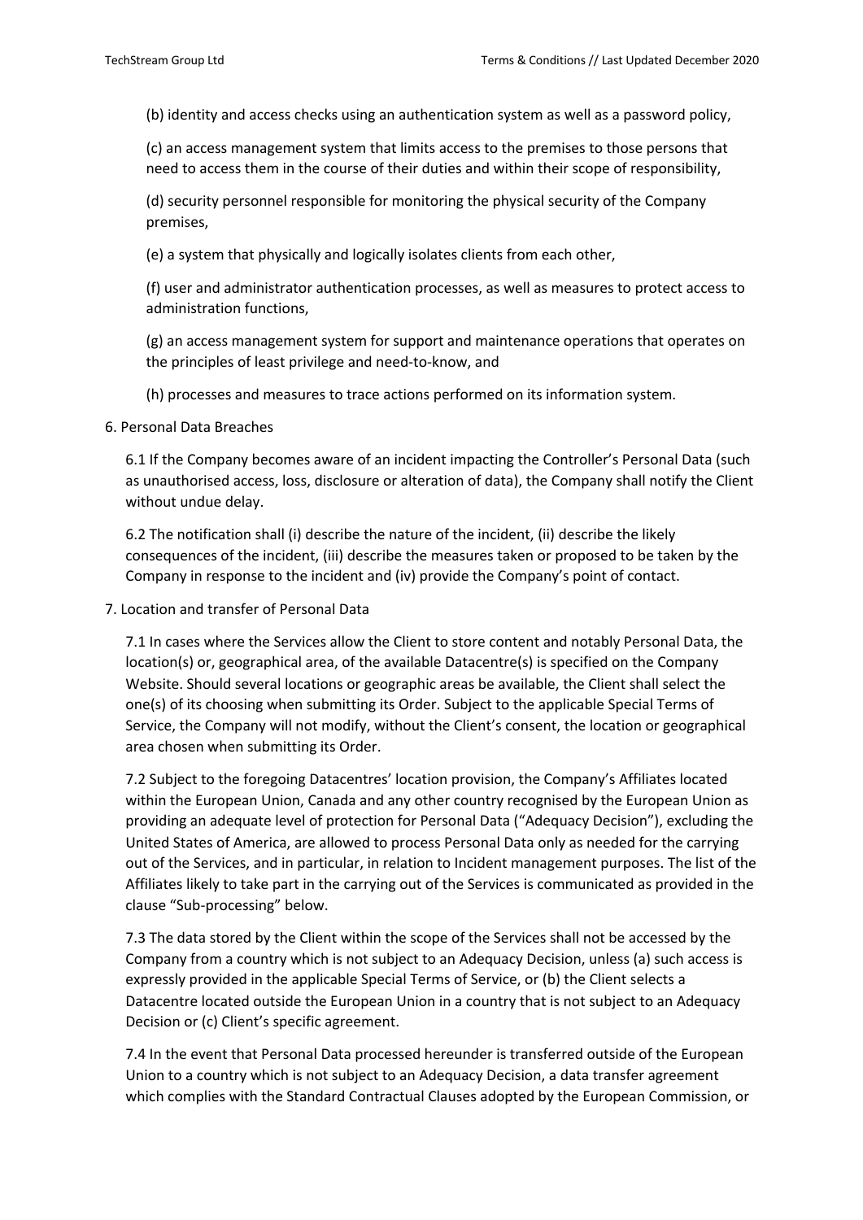(b) identity and access checks using an authentication system as well as a password policy,

(c) an access management system that limits access to the premises to those persons that need to access them in the course of their duties and within their scope of responsibility,

(d) security personnel responsible for monitoring the physical security of the Company premises,

(e) a system that physically and logically isolates clients from each other,

(f) user and administrator authentication processes, as well as measures to protect access to administration functions,

(g) an access management system for support and maintenance operations that operates on the principles of least privilege and need-to-know, and

(h) processes and measures to trace actions performed on its information system.

6. Personal Data Breaches

6.1 If the Company becomes aware of an incident impacting the Controller's Personal Data (such as unauthorised access, loss, disclosure or alteration of data), the Company shall notify the Client without undue delay.

6.2 The notification shall (i) describe the nature of the incident, (ii) describe the likely consequences of the incident, (iii) describe the measures taken or proposed to be taken by the Company in response to the incident and (iv) provide the Company's point of contact.

7. Location and transfer of Personal Data

7.1 In cases where the Services allow the Client to store content and notably Personal Data, the location(s) or, geographical area, of the available Datacentre(s) is specified on the Company Website. Should several locations or geographic areas be available, the Client shall select the one(s) of its choosing when submitting its Order. Subject to the applicable Special Terms of Service, the Company will not modify, without the Client's consent, the location or geographical area chosen when submitting its Order.

7.2 Subject to the foregoing Datacentres' location provision, the Company's Affiliates located within the European Union, Canada and any other country recognised by the European Union as providing an adequate level of protection for Personal Data ("Adequacy Decision"), excluding the United States of America, are allowed to process Personal Data only as needed for the carrying out of the Services, and in particular, in relation to Incident management purposes. The list of the Affiliates likely to take part in the carrying out of the Services is communicated as provided in the clause "Sub-processing" below.

7.3 The data stored by the Client within the scope of the Services shall not be accessed by the Company from a country which is not subject to an Adequacy Decision, unless (a) such access is expressly provided in the applicable Special Terms of Service, or (b) the Client selects a Datacentre located outside the European Union in a country that is not subject to an Adequacy Decision or (c) Client's specific agreement.

7.4 In the event that Personal Data processed hereunder is transferred outside of the European Union to a country which is not subject to an Adequacy Decision, a data transfer agreement which complies with the Standard Contractual Clauses adopted by the European Commission, or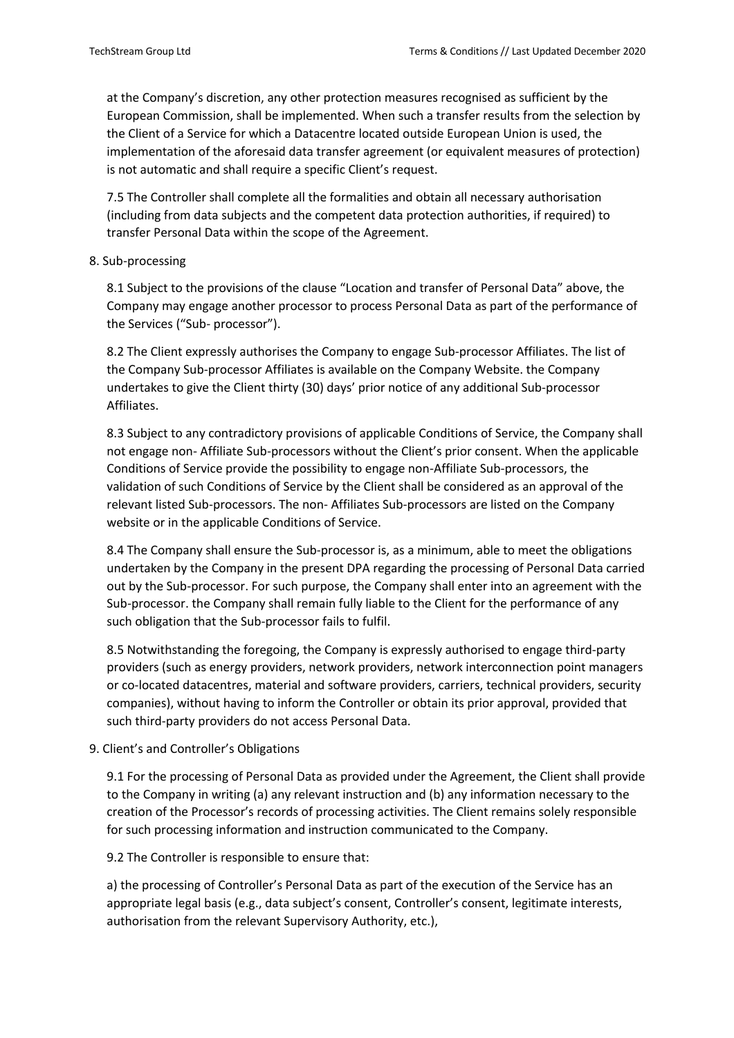at the Company's discretion, any other protection measures recognised as sufficient by the European Commission, shall be implemented. When such a transfer results from the selection by the Client of a Service for which a Datacentre located outside European Union is used, the implementation of the aforesaid data transfer agreement (or equivalent measures of protection) is not automatic and shall require a specific Client's request.

7.5 The Controller shall complete all the formalities and obtain all necessary authorisation (including from data subjects and the competent data protection authorities, if required) to transfer Personal Data within the scope of the Agreement.

8. Sub-processing

8.1 Subject to the provisions of the clause "Location and transfer of Personal Data" above, the Company may engage another processor to process Personal Data as part of the performance of the Services ("Sub- processor").

8.2 The Client expressly authorises the Company to engage Sub-processor Affiliates. The list of the Company Sub-processor Affiliates is available on the Company Website. the Company undertakes to give the Client thirty (30) days' prior notice of any additional Sub-processor Affiliates.

8.3 Subject to any contradictory provisions of applicable Conditions of Service, the Company shall not engage non- Affiliate Sub-processors without the Client's prior consent. When the applicable Conditions of Service provide the possibility to engage non-Affiliate Sub-processors, the validation of such Conditions of Service by the Client shall be considered as an approval of the relevant listed Sub-processors. The non- Affiliates Sub-processors are listed on the Company website or in the applicable Conditions of Service.

8.4 The Company shall ensure the Sub-processor is, as a minimum, able to meet the obligations undertaken by the Company in the present DPA regarding the processing of Personal Data carried out by the Sub-processor. For such purpose, the Company shall enter into an agreement with the Sub-processor. the Company shall remain fully liable to the Client for the performance of any such obligation that the Sub-processor fails to fulfil.

8.5 Notwithstanding the foregoing, the Company is expressly authorised to engage third-party providers (such as energy providers, network providers, network interconnection point managers or co-located datacentres, material and software providers, carriers, technical providers, security companies), without having to inform the Controller or obtain its prior approval, provided that such third-party providers do not access Personal Data.

9. Client's and Controller's Obligations

9.1 For the processing of Personal Data as provided under the Agreement, the Client shall provide to the Company in writing (a) any relevant instruction and (b) any information necessary to the creation of the Processor's records of processing activities. The Client remains solely responsible for such processing information and instruction communicated to the Company.

9.2 The Controller is responsible to ensure that:

a) the processing of Controller's Personal Data as part of the execution of the Service has an appropriate legal basis (e.g., data subject's consent, Controller's consent, legitimate interests, authorisation from the relevant Supervisory Authority, etc.),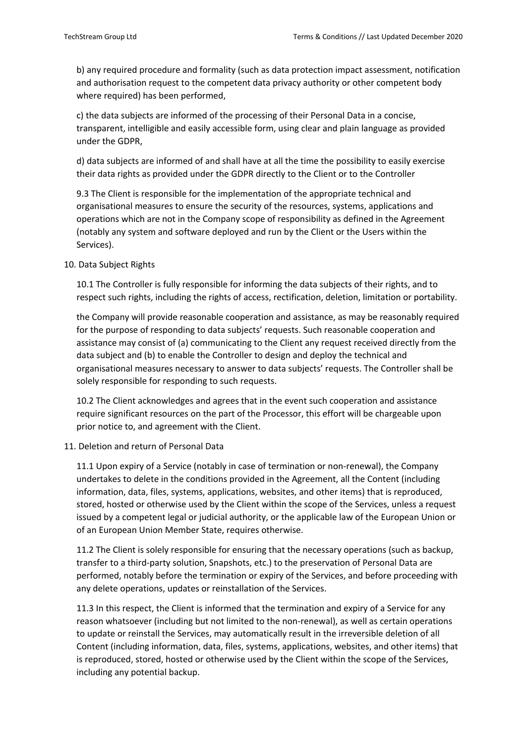b) any required procedure and formality (such as data protection impact assessment, notification and authorisation request to the competent data privacy authority or other competent body where required) has been performed,

c) the data subjects are informed of the processing of their Personal Data in a concise, transparent, intelligible and easily accessible form, using clear and plain language as provided under the GDPR,

d) data subjects are informed of and shall have at all the time the possibility to easily exercise their data rights as provided under the GDPR directly to the Client or to the Controller

9.3 The Client is responsible for the implementation of the appropriate technical and organisational measures to ensure the security of the resources, systems, applications and operations which are not in the Company scope of responsibility as defined in the Agreement (notably any system and software deployed and run by the Client or the Users within the Services).

10. Data Subject Rights

10.1 The Controller is fully responsible for informing the data subjects of their rights, and to respect such rights, including the rights of access, rectification, deletion, limitation or portability.

the Company will provide reasonable cooperation and assistance, as may be reasonably required for the purpose of responding to data subjects' requests. Such reasonable cooperation and assistance may consist of (a) communicating to the Client any request received directly from the data subject and (b) to enable the Controller to design and deploy the technical and organisational measures necessary to answer to data subjects' requests. The Controller shall be solely responsible for responding to such requests.

10.2 The Client acknowledges and agrees that in the event such cooperation and assistance require significant resources on the part of the Processor, this effort will be chargeable upon prior notice to, and agreement with the Client.

11. Deletion and return of Personal Data

11.1 Upon expiry of a Service (notably in case of termination or non-renewal), the Company undertakes to delete in the conditions provided in the Agreement, all the Content (including information, data, files, systems, applications, websites, and other items) that is reproduced, stored, hosted or otherwise used by the Client within the scope of the Services, unless a request issued by a competent legal or judicial authority, or the applicable law of the European Union or of an European Union Member State, requires otherwise.

11.2 The Client is solely responsible for ensuring that the necessary operations (such as backup, transfer to a third-party solution, Snapshots, etc.) to the preservation of Personal Data are performed, notably before the termination or expiry of the Services, and before proceeding with any delete operations, updates or reinstallation of the Services.

11.3 In this respect, the Client is informed that the termination and expiry of a Service for any reason whatsoever (including but not limited to the non-renewal), as well as certain operations to update or reinstall the Services, may automatically result in the irreversible deletion of all Content (including information, data, files, systems, applications, websites, and other items) that is reproduced, stored, hosted or otherwise used by the Client within the scope of the Services, including any potential backup.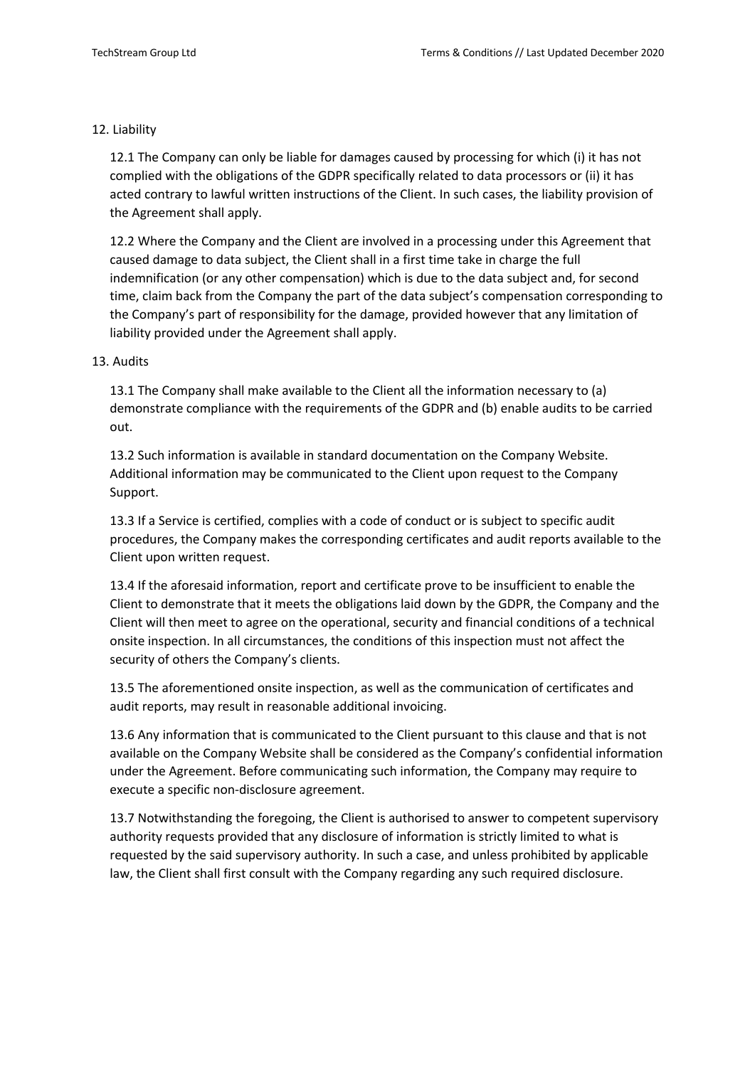## 12. Liability

12.1 The Company can only be liable for damages caused by processing for which (i) it has not complied with the obligations of the GDPR specifically related to data processors or (ii) it has acted contrary to lawful written instructions of the Client. In such cases, the liability provision of the Agreement shall apply.

12.2 Where the Company and the Client are involved in a processing under this Agreement that caused damage to data subject, the Client shall in a first time take in charge the full indemnification (or any other compensation) which is due to the data subject and, for second time, claim back from the Company the part of the data subject's compensation corresponding to the Company's part of responsibility for the damage, provided however that any limitation of liability provided under the Agreement shall apply.

## 13. Audits

13.1 The Company shall make available to the Client all the information necessary to (a) demonstrate compliance with the requirements of the GDPR and (b) enable audits to be carried out.

13.2 Such information is available in standard documentation on the Company Website. Additional information may be communicated to the Client upon request to the Company Support.

13.3 If a Service is certified, complies with a code of conduct or is subject to specific audit procedures, the Company makes the corresponding certificates and audit reports available to the Client upon written request.

13.4 If the aforesaid information, report and certificate prove to be insufficient to enable the Client to demonstrate that it meets the obligations laid down by the GDPR, the Company and the Client will then meet to agree on the operational, security and financial conditions of a technical onsite inspection. In all circumstances, the conditions of this inspection must not affect the security of others the Company's clients.

13.5 The aforementioned onsite inspection, as well as the communication of certificates and audit reports, may result in reasonable additional invoicing.

13.6 Any information that is communicated to the Client pursuant to this clause and that is not available on the Company Website shall be considered as the Company's confidential information under the Agreement. Before communicating such information, the Company may require to execute a specific non-disclosure agreement.

13.7 Notwithstanding the foregoing, the Client is authorised to answer to competent supervisory authority requests provided that any disclosure of information is strictly limited to what is requested by the said supervisory authority. In such a case, and unless prohibited by applicable law, the Client shall first consult with the Company regarding any such required disclosure.